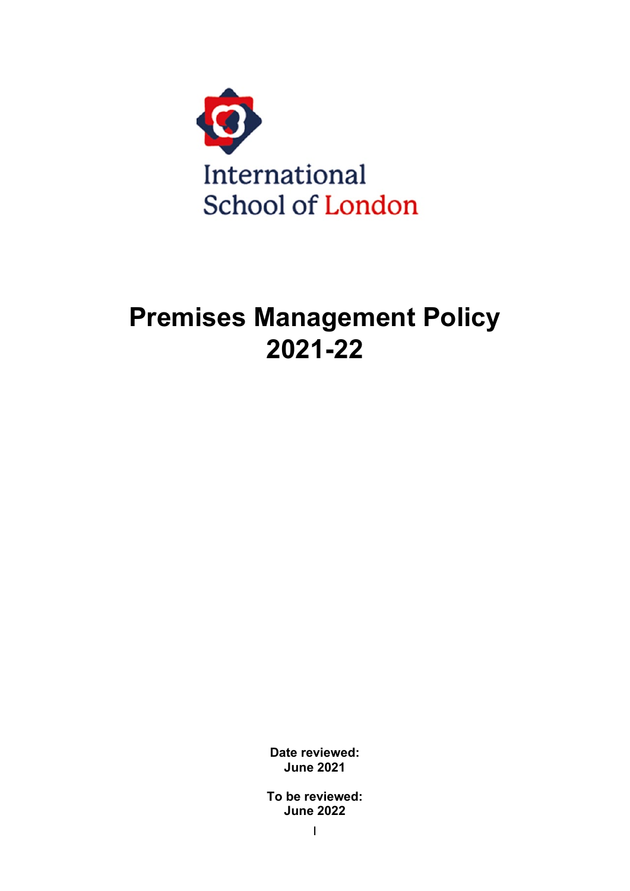International School of London

# Premises Management Policy 2021-22

**Date reviewed:**
**June 2021**

**To be reviewed:**
**June 2022**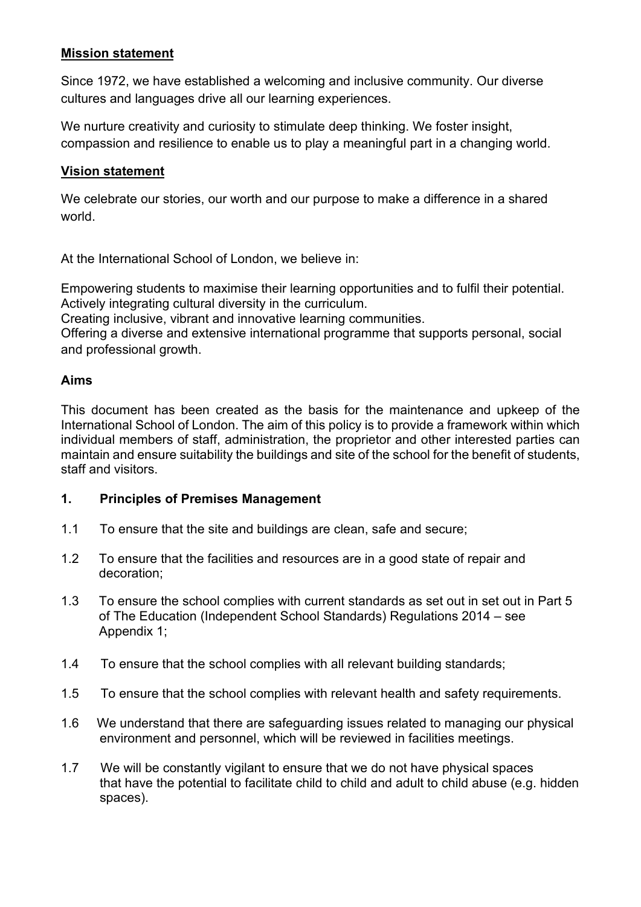**Mission statement**

Since 1972, we have established a welcoming and inclusive community. Our diverse cultures and languages drive all our learning experiences.

We nurture creativity and curiosity to stimulate deep thinking. We foster insight, compassion and resilience to enable us to play a meaningful part in a changing world.

**Vision statement**

We celebrate our stories, our worth and our purpose to make a difference in a shared world.

At the International School of London, we believe in:

Empowering students to maximise their learning opportunities and to fulfil their potential.
Actively integrating cultural diversity in the curriculum.
Creating inclusive, vibrant and innovative learning communities.
Offering a diverse and extensive international programme that supports personal, social and professional growth.

**Aims**

This document has been created as the basis for the maintenance and upkeep of the International School of London. The aim of this policy is to provide a framework within which individual members of staff, administration, the proprietor and other interested parties can maintain and ensure suitability the buildings and site of the school for the benefit of students, staff and visitors.

**1. Principles of Premises Management**

1.1 To ensure that the site and buildings are clean, safe and secure;

1.2 To ensure that the facilities and resources are in a good state of repair and decoration;

1.3 To ensure the school complies with current standards as set out in set out in Part 5 of The Education (Independent School Standards) Regulations 2014 – see Appendix 1;

1.4 To ensure that the school complies with all relevant building standards;

1.5 To ensure that the school complies with relevant health and safety requirements.

1.6 We understand that there are safeguarding issues related to managing our physical environment and personnel, which will be reviewed in facilities meetings.

1.7 We will be constantly vigilant to ensure that we do not have physical spaces that have the potential to facilitate child to child and adult to child abuse (e.g. hidden spaces).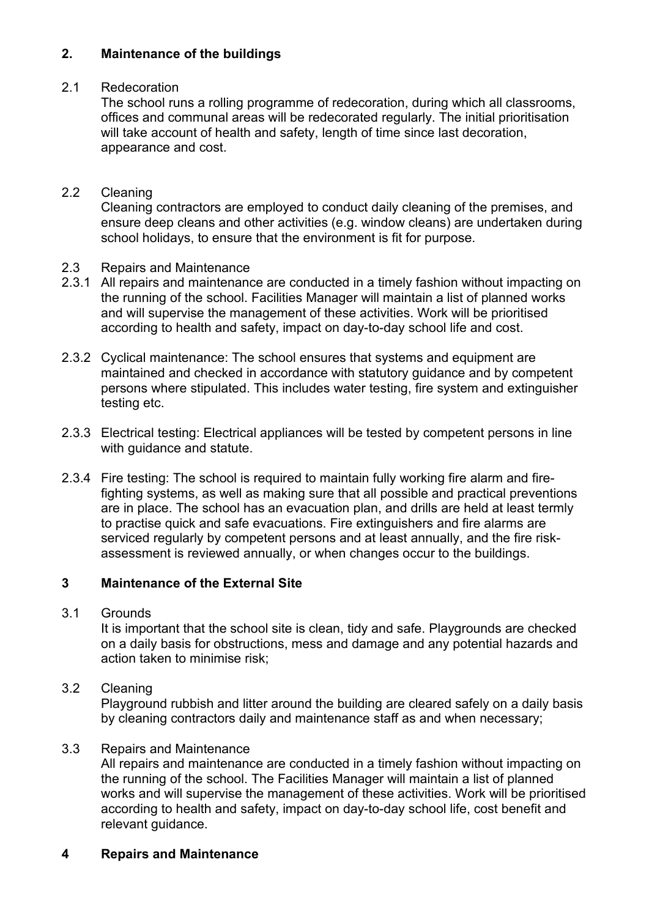## 2. Maintenance of the buildings

### 2.1 Redecoration

The school runs a rolling programme of redecoration, during which all classrooms, offices and communal areas will be redecorated regularly. The initial prioritisation will take account of health and safety, length of time since last decoration, appearance and cost.

### 2.2 Cleaning

Cleaning contractors are employed to conduct daily cleaning of the premises, and ensure deep cleans and other activities (e.g. window cleans) are undertaken during school holidays, to ensure that the environment is fit for purpose.

### 2.3 Repairs and Maintenance

2.3.1 All repairs and maintenance are conducted in a timely fashion without impacting on the running of the school. Facilities Manager will maintain a list of planned works and will supervise the management of these activities. Work will be prioritised according to health and safety, impact on day-to-day school life and cost.

2.3.2 Cyclical maintenance: The school ensures that systems and equipment are maintained and checked in accordance with statutory guidance and by competent persons where stipulated. This includes water testing, fire system and extinguisher testing etc.

2.3.3 Electrical testing: Electrical appliances will be tested by competent persons in line with guidance and statute.

2.3.4 Fire testing: The school is required to maintain fully working fire alarm and fire-fighting systems, as well as making sure that all possible and practical preventions are in place. The school has an evacuation plan, and drills are held at least termly to practise quick and safe evacuations. Fire extinguishers and fire alarms are serviced regularly by competent persons and at least annually, and the fire risk-assessment is reviewed annually, or when changes occur to the buildings.

## 3 Maintenance of the External Site

### 3.1 Grounds

It is important that the school site is clean, tidy and safe. Playgrounds are checked on a daily basis for obstructions, mess and damage and any potential hazards and action taken to minimise risk;

### 3.2 Cleaning

Playground rubbish and litter around the building are cleared safely on a daily basis by cleaning contractors daily and maintenance staff as and when necessary;

### 3.3 Repairs and Maintenance

All repairs and maintenance are conducted in a timely fashion without impacting on the running of the school. The Facilities Manager will maintain a list of planned works and will supervise the management of these activities. Work will be prioritised according to health and safety, impact on day-to-day school life, cost benefit and relevant guidance.

## 4 Repairs and Maintenance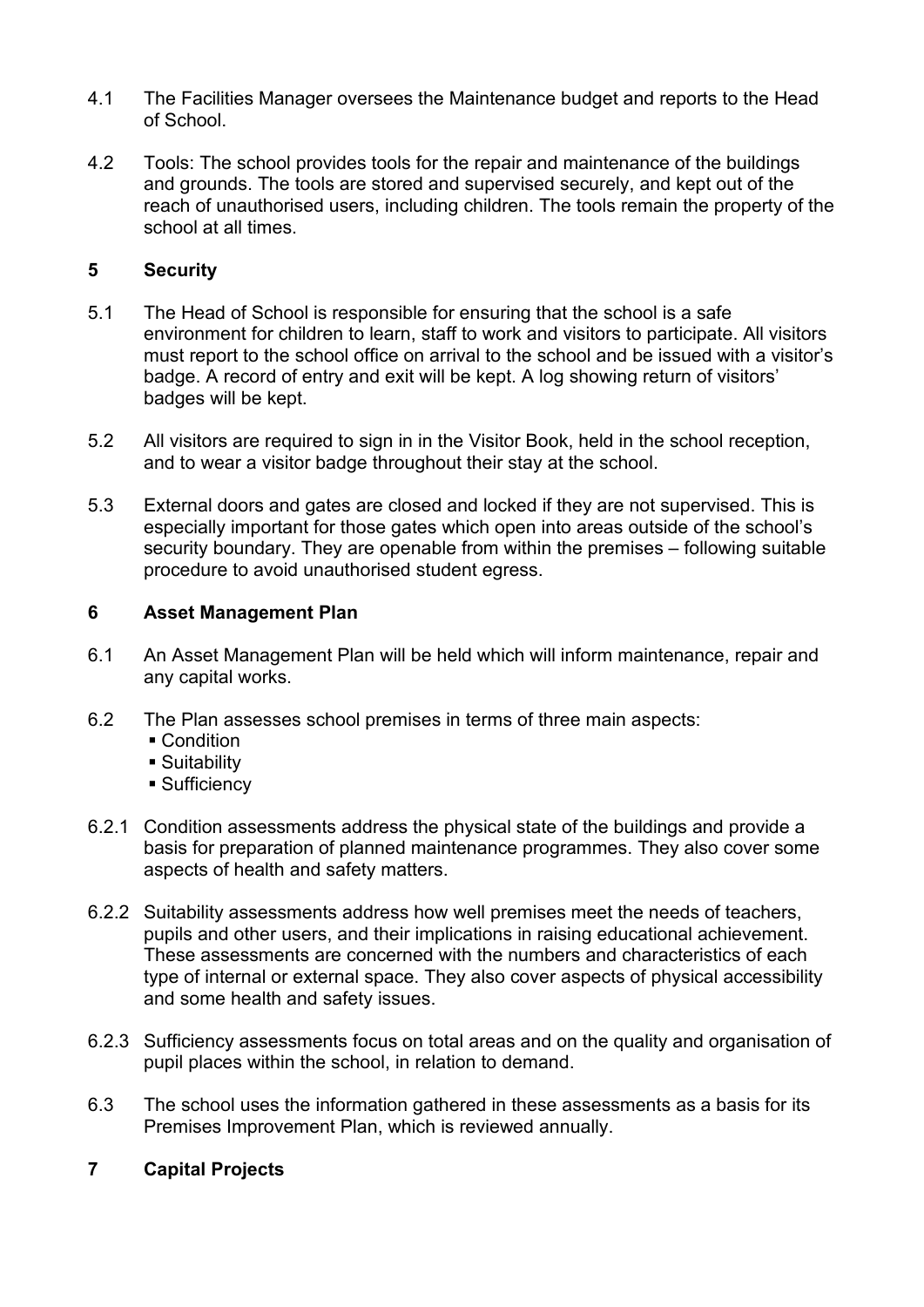4.1 The Facilities Manager oversees the Maintenance budget and reports to the Head of School.

4.2 Tools: The school provides tools for the repair and maintenance of the buildings and grounds. The tools are stored and supervised securely, and kept out of the reach of unauthorised users, including children. The tools remain the property of the school at all times.

## 5 Security

5.1 The Head of School is responsible for ensuring that the school is a safe environment for children to learn, staff to work and visitors to participate. All visitors must report to the school office on arrival to the school and be issued with a visitor's badge. A record of entry and exit will be kept. A log showing return of visitors' badges will be kept.

5.2 All visitors are required to sign in in the Visitor Book, held in the school reception, and to wear a visitor badge throughout their stay at the school.

5.3 External doors and gates are closed and locked if they are not supervised. This is especially important for those gates which open into areas outside of the school's security boundary. They are openable from within the premises – following suitable procedure to avoid unauthorised student egress.

## 6 Asset Management Plan

6.1 An Asset Management Plan will be held which will inform maintenance, repair and any capital works.

6.2 The Plan assesses school premises in terms of three main aspects:

- Condition
- Suitability
- Sufficiency

6.2.1 Condition assessments address the physical state of the buildings and provide a basis for preparation of planned maintenance programmes. They also cover some aspects of health and safety matters.

6.2.2 Suitability assessments address how well premises meet the needs of teachers, pupils and other users, and their implications in raising educational achievement. These assessments are concerned with the numbers and characteristics of each type of internal or external space. They also cover aspects of physical accessibility and some health and safety issues.

6.2.3 Sufficiency assessments focus on total areas and on the quality and organisation of pupil places within the school, in relation to demand.

6.3 The school uses the information gathered in these assessments as a basis for its Premises Improvement Plan, which is reviewed annually.

## 7 Capital Projects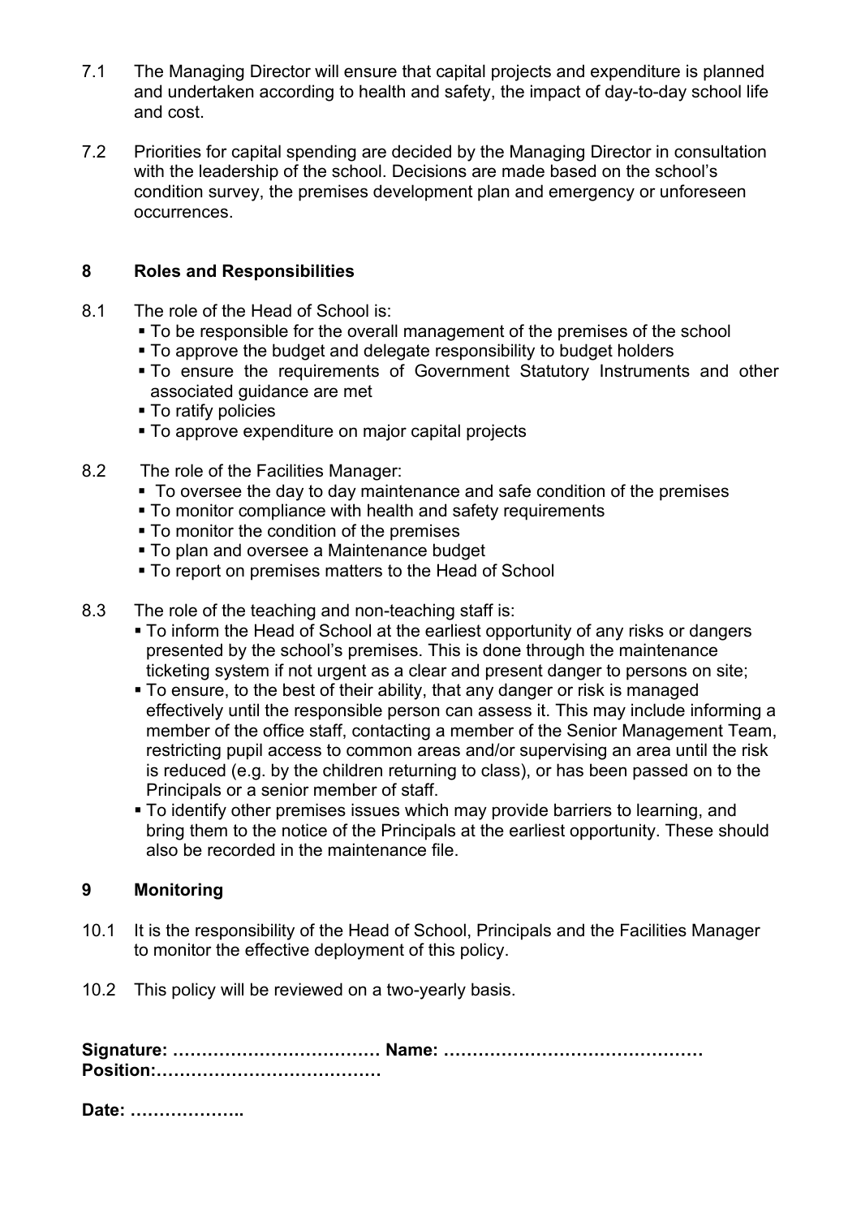7.1 The Managing Director will ensure that capital projects and expenditure is planned and undertaken according to health and safety, the impact of day-to-day school life and cost.

7.2 Priorities for capital spending are decided by the Managing Director in consultation with the leadership of the school. Decisions are made based on the school's condition survey, the premises development plan and emergency or unforeseen occurrences.

## 8 Roles and Responsibilities

8.1 The role of the Head of School is:

- To be responsible for the overall management of the premises of the school
- To approve the budget and delegate responsibility to budget holders
- To ensure the requirements of Government Statutory Instruments and other associated guidance are met
- To ratify policies
- To approve expenditure on major capital projects

8.2 The role of the Facilities Manager:

- To oversee the day to day maintenance and safe condition of the premises
- To monitor compliance with health and safety requirements
- To monitor the condition of the premises
- To plan and oversee a Maintenance budget
- To report on premises matters to the Head of School

8.3 The role of the teaching and non-teaching staff is:

- To inform the Head of School at the earliest opportunity of any risks or dangers presented by the school's premises. This is done through the maintenance ticketing system if not urgent as a clear and present danger to persons on site;
- To ensure, to the best of their ability, that any danger or risk is managed effectively until the responsible person can assess it. This may include informing a member of the office staff, contacting a member of the Senior Management Team, restricting pupil access to common areas and/or supervising an area until the risk is reduced (e.g. by the children returning to class), or has been passed on to the Principals or a senior member of staff.
- To identify other premises issues which may provide barriers to learning, and bring them to the notice of the Principals at the earliest opportunity. These should also be recorded in the maintenance file.

## 9 Monitoring

10.1 It is the responsibility of the Head of School, Principals and the Facilities Manager to monitor the effective deployment of this policy.

10.2 This policy will be reviewed on a two-yearly basis.

**Signature: ……………………………… Name: ………………………………………**
**Position:…………………………………**

**Date: ………………..**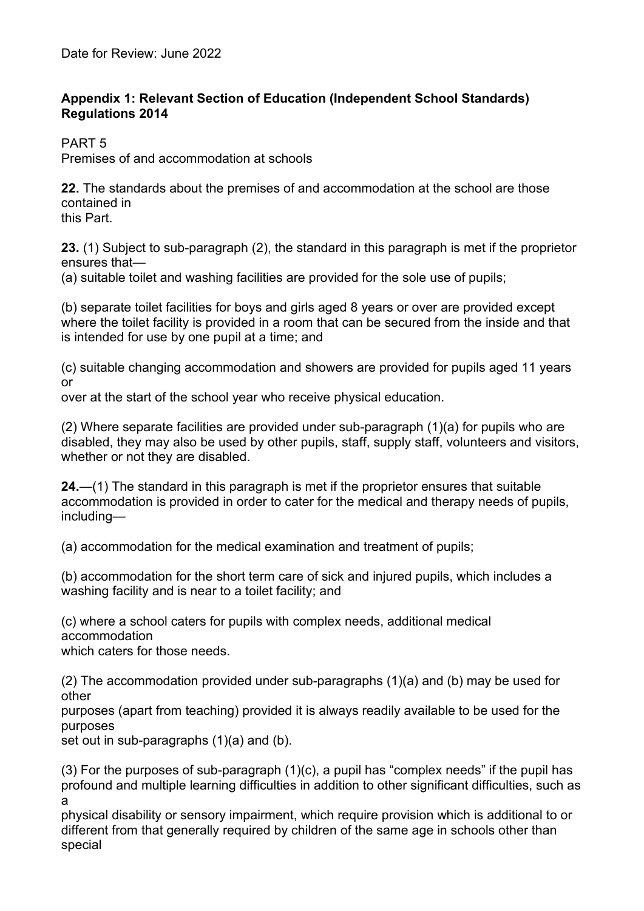Date for Review: June 2022

**Appendix 1: Relevant Section of Education (Independent School Standards) Regulations 2014**

PART 5
Premises of and accommodation at schools

**22.** The standards about the premises of and accommodation at the school are those contained in this Part.

**23.** (1) Subject to sub-paragraph (2), the standard in this paragraph is met if the proprietor ensures that—

(a) suitable toilet and washing facilities are provided for the sole use of pupils;

(b) separate toilet facilities for boys and girls aged 8 years or over are provided except where the toilet facility is provided in a room that can be secured from the inside and that is intended for use by one pupil at a time; and

(c) suitable changing accommodation and showers are provided for pupils aged 11 years or over at the start of the school year who receive physical education.

(2) Where separate facilities are provided under sub-paragraph (1)(a) for pupils who are disabled, they may also be used by other pupils, staff, supply staff, volunteers and visitors, whether or not they are disabled.

**24.**—(1) The standard in this paragraph is met if the proprietor ensures that suitable accommodation is provided in order to cater for the medical and therapy needs of pupils, including—

(a) accommodation for the medical examination and treatment of pupils;

(b) accommodation for the short term care of sick and injured pupils, which includes a washing facility and is near to a toilet facility; and

(c) where a school caters for pupils with complex needs, additional medical accommodation which caters for those needs.

(2) The accommodation provided under sub-paragraphs (1)(a) and (b) may be used for other purposes (apart from teaching) provided it is always readily available to be used for the purposes set out in sub-paragraphs (1)(a) and (b).

(3) For the purposes of sub-paragraph (1)(c), a pupil has "complex needs" if the pupil has profound and multiple learning difficulties in addition to other significant difficulties, such as a physical disability or sensory impairment, which require provision which is additional to or different from that generally required by children of the same age in schools other than special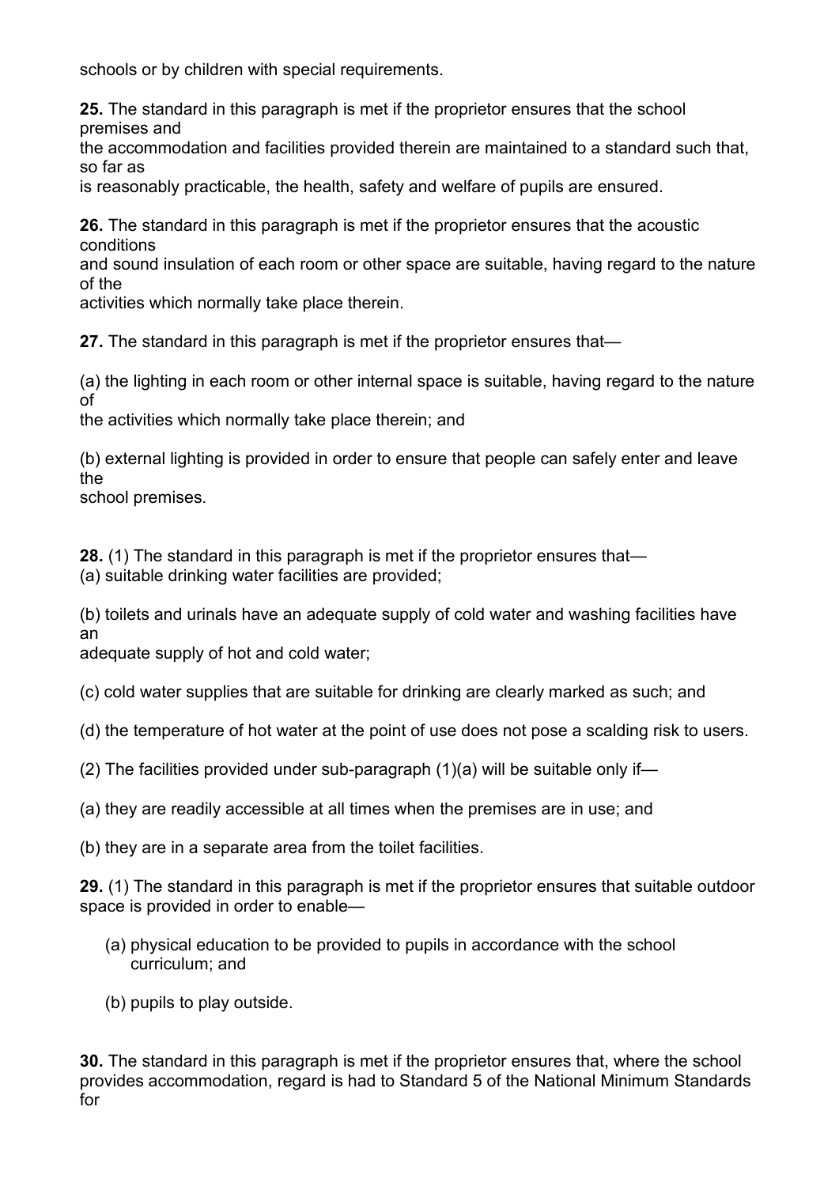schools or by children with special requirements.

**25.** The standard in this paragraph is met if the proprietor ensures that the school premises and the accommodation and facilities provided therein are maintained to a standard such that, so far as is reasonably practicable, the health, safety and welfare of pupils are ensured.

**26.** The standard in this paragraph is met if the proprietor ensures that the acoustic conditions and sound insulation of each room or other space are suitable, having regard to the nature of the activities which normally take place therein.

**27.** The standard in this paragraph is met if the proprietor ensures that—

(a) the lighting in each room or other internal space is suitable, having regard to the nature of the activities which normally take place therein; and

(b) external lighting is provided in order to ensure that people can safely enter and leave the school premises.

**28.** (1) The standard in this paragraph is met if the proprietor ensures that—
(a) suitable drinking water facilities are provided;

(b) toilets and urinals have an adequate supply of cold water and washing facilities have an adequate supply of hot and cold water;

(c) cold water supplies that are suitable for drinking are clearly marked as such; and

(d) the temperature of hot water at the point of use does not pose a scalding risk to users.

(2) The facilities provided under sub-paragraph (1)(a) will be suitable only if—

(a) they are readily accessible at all times when the premises are in use; and

(b) they are in a separate area from the toilet facilities.

**29.** (1) The standard in this paragraph is met if the proprietor ensures that suitable outdoor space is provided in order to enable—

(a) physical education to be provided to pupils in accordance with the school curriculum; and

(b) pupils to play outside.

**30.** The standard in this paragraph is met if the proprietor ensures that, where the school provides accommodation, regard is had to Standard 5 of the National Minimum Standards for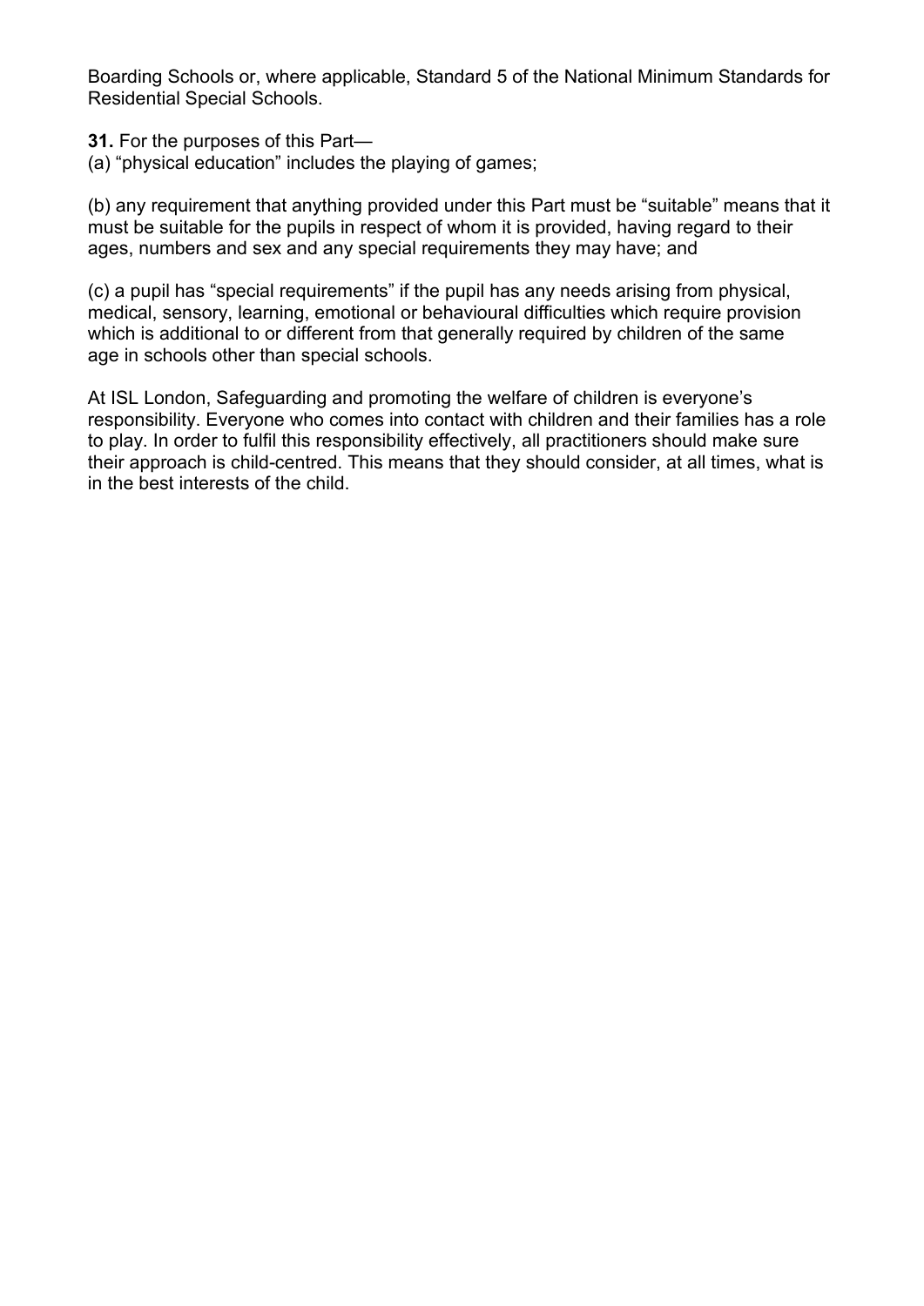Boarding Schools or, where applicable, Standard 5 of the National Minimum Standards for Residential Special Schools.

**31.** For the purposes of this Part—
(a) “physical education” includes the playing of games;

(b) any requirement that anything provided under this Part must be “suitable” means that it must be suitable for the pupils in respect of whom it is provided, having regard to their ages, numbers and sex and any special requirements they may have; and

(c) a pupil has “special requirements” if the pupil has any needs arising from physical, medical, sensory, learning, emotional or behavioural difficulties which require provision which is additional to or different from that generally required by children of the same age in schools other than special schools.

At ISL London, Safeguarding and promoting the welfare of children is everyone’s responsibility. Everyone who comes into contact with children and their families has a role to play. In order to fulfil this responsibility effectively, all practitioners should make sure their approach is child-centred. This means that they should consider, at all times, what is in the best interests of the child.